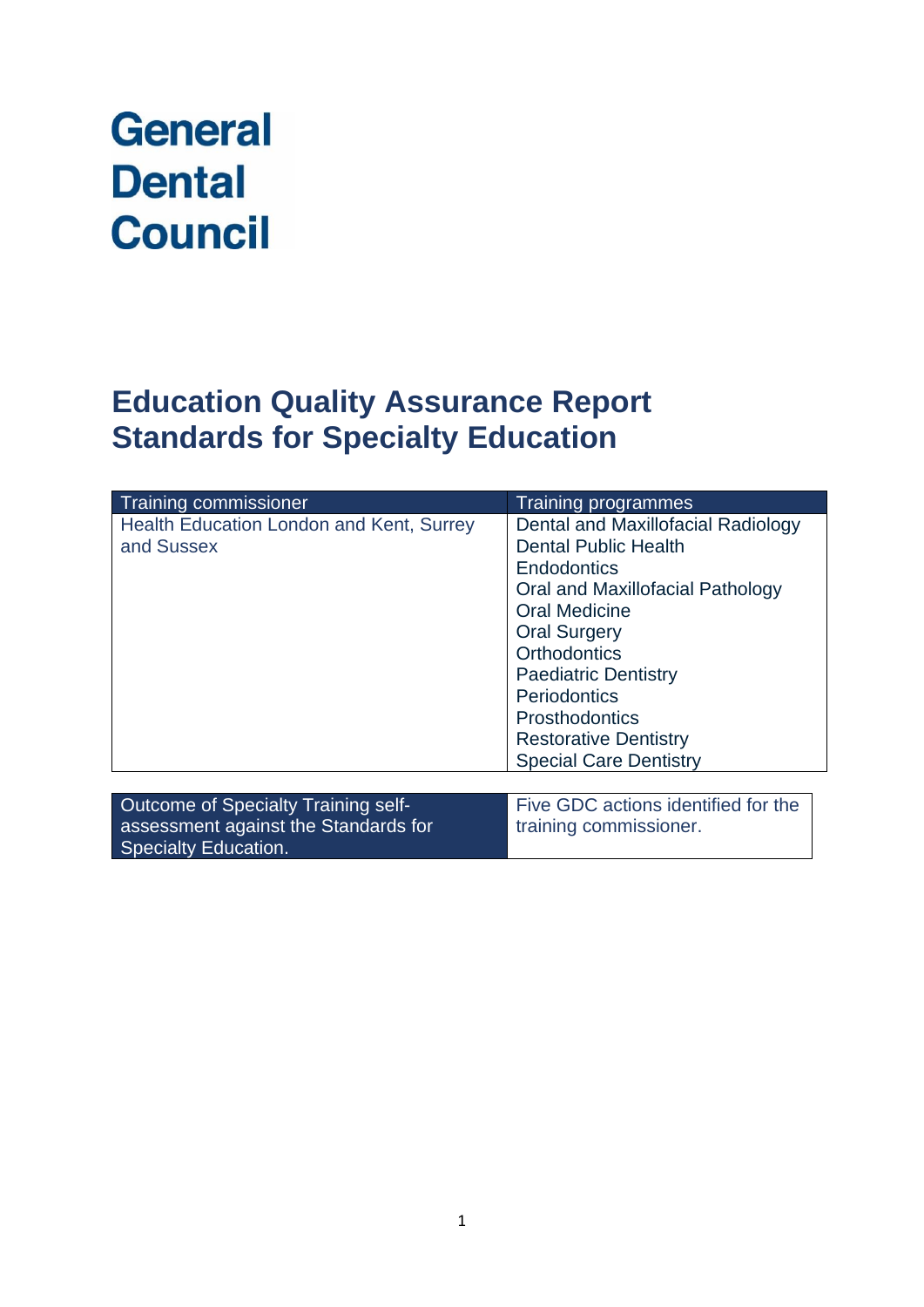# General Dental Council

# Education Quality Assurance Report
## Standards for Specialty Education

| Training commissioner | Training programmes |
|---|---|
| Health Education London and Kent, Surrey and Sussex | Dental and Maxillofacial Radiology<br>Dental Public Health<br>Endodontics<br>Oral and Maxillofacial Pathology<br>Oral Medicine<br>Oral Surgery<br>Orthodontics<br>Paediatric Dentistry<br>Periodontics<br>Prosthodontics<br>Restorative Dentistry<br>Special Care Dentistry |

| Outcome of Specialty Training self-assessment against the Standards for Specialty Education. | Five GDC actions identified for the training commissioner. |
|---|---|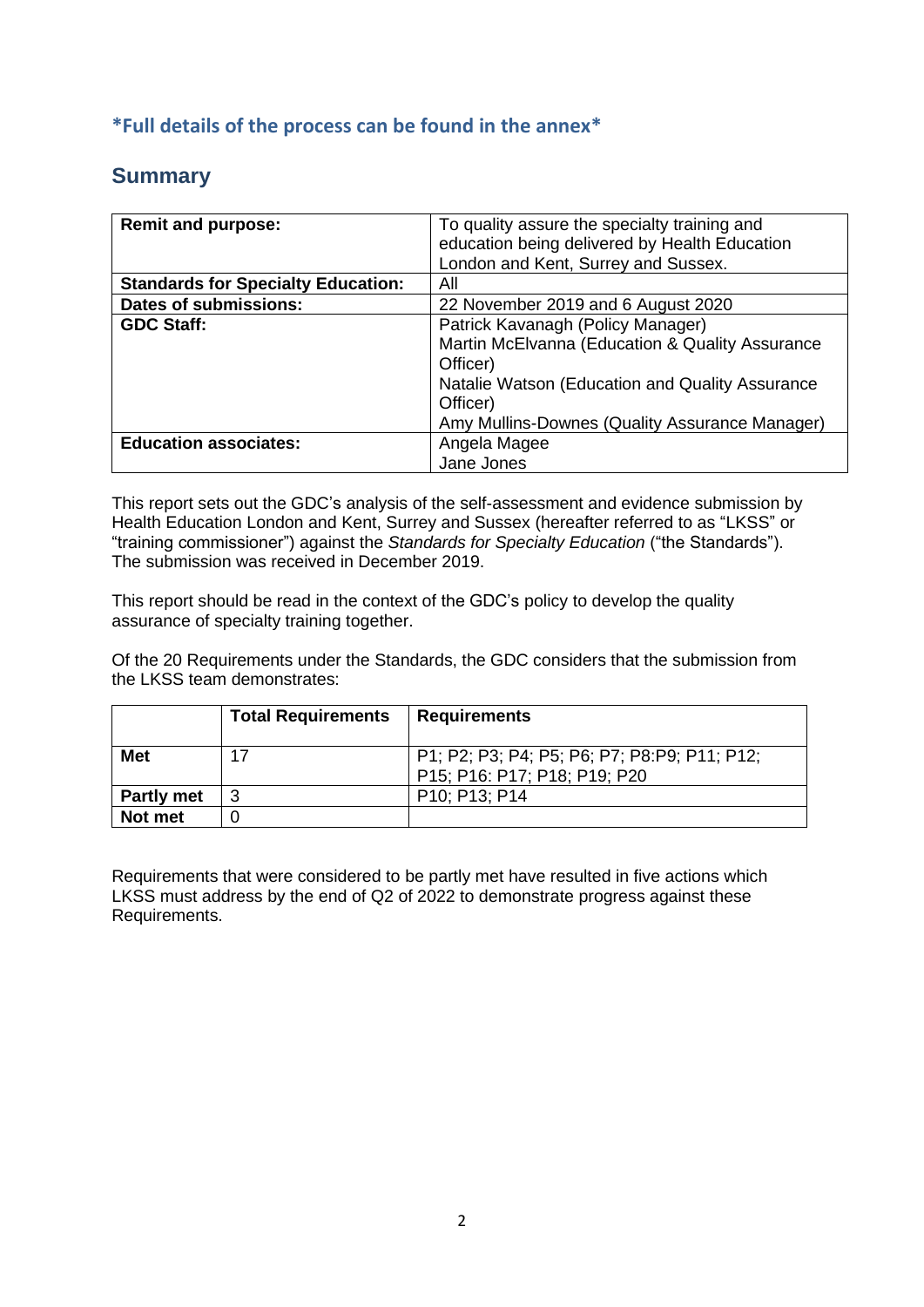***Full details of the process can be found in the annex***

## Summary

| | |
|---|---|
| **Remit and purpose:** | To quality assure the specialty training and education being delivered by Health Education London and Kent, Surrey and Sussex. |
| **Standards for Specialty Education:** | All |
| **Dates of submissions:** | 22 November 2019 and 6 August 2020 |
| **GDC Staff:** | Patrick Kavanagh (Policy Manager)<br>Martin McElvanna (Education & Quality Assurance Officer)<br>Natalie Watson (Education and Quality Assurance Officer)<br>Amy Mullins-Downes (Quality Assurance Manager) |
| **Education associates:** | Angela Magee<br>Jane Jones |

This report sets out the GDC's analysis of the self-assessment and evidence submission by Health Education London and Kent, Surrey and Sussex (hereafter referred to as "LKSS" or "training commissioner") against the *Standards for Specialty Education* ("the Standards"). The submission was received in December 2019.

This report should be read in the context of the GDC's policy to develop the quality assurance of specialty training together.

Of the 20 Requirements under the Standards, the GDC considers that the submission from the LKSS team demonstrates:

| | Total Requirements | Requirements |
|---|---|---|
| **Met** | 17 | P1; P2; P3; P4; P5; P6; P7; P8:P9; P11; P12; P15; P16: P17; P18; P19; P20 |
| **Partly met** | 3 | P10; P13; P14 |
| **Not met** | 0 | |

Requirements that were considered to be partly met have resulted in five actions which LKSS must address by the end of Q2 of 2022 to demonstrate progress against these Requirements.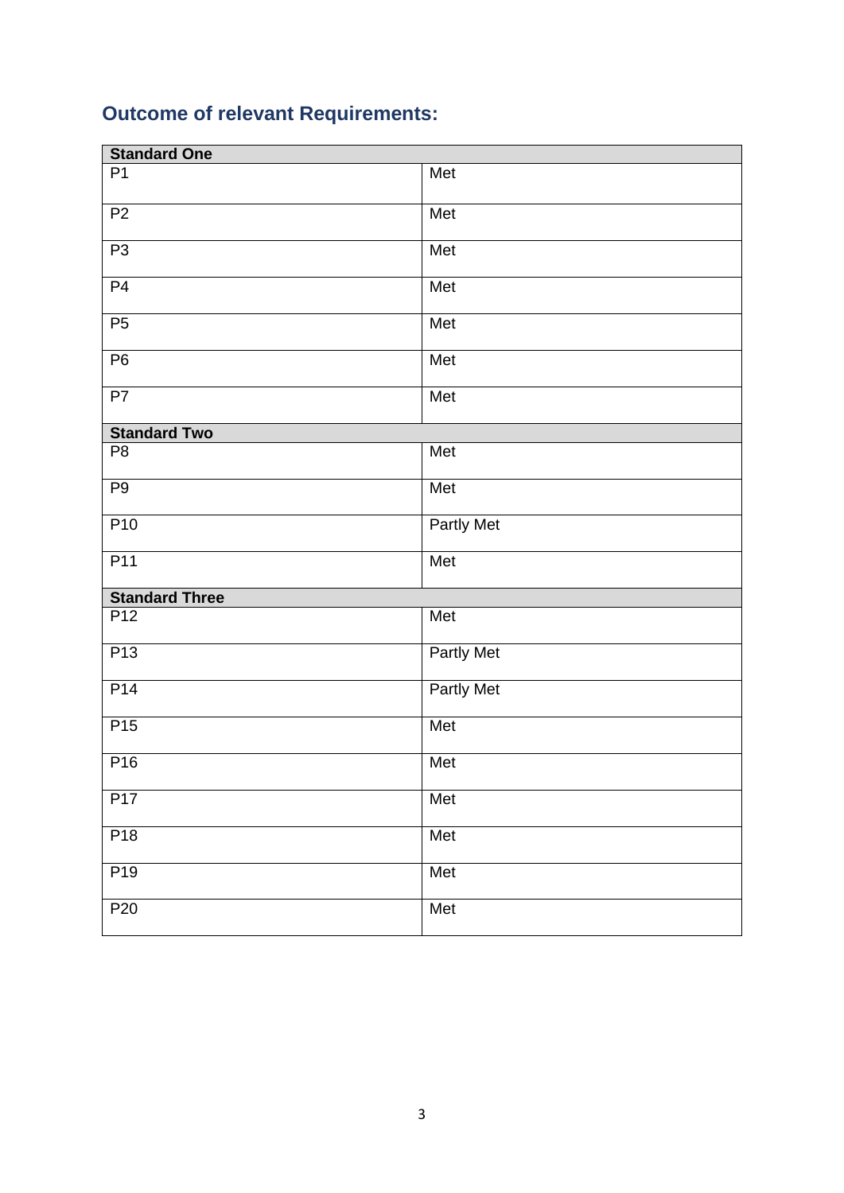## Outcome of relevant Requirements:

| Standard One | |
|---|---|
| P1 | Met |
| P2 | Met |
| P3 | Met |
| P4 | Met |
| P5 | Met |
| P6 | Met |
| P7 | Met |
| **Standard Two** | |
| P8 | Met |
| P9 | Met |
| P10 | Partly Met |
| P11 | Met |
| **Standard Three** | |
| P12 | Met |
| P13 | Partly Met |
| P14 | Partly Met |
| P15 | Met |
| P16 | Met |
| P17 | Met |
| P18 | Met |
| P19 | Met |
| P20 | Met |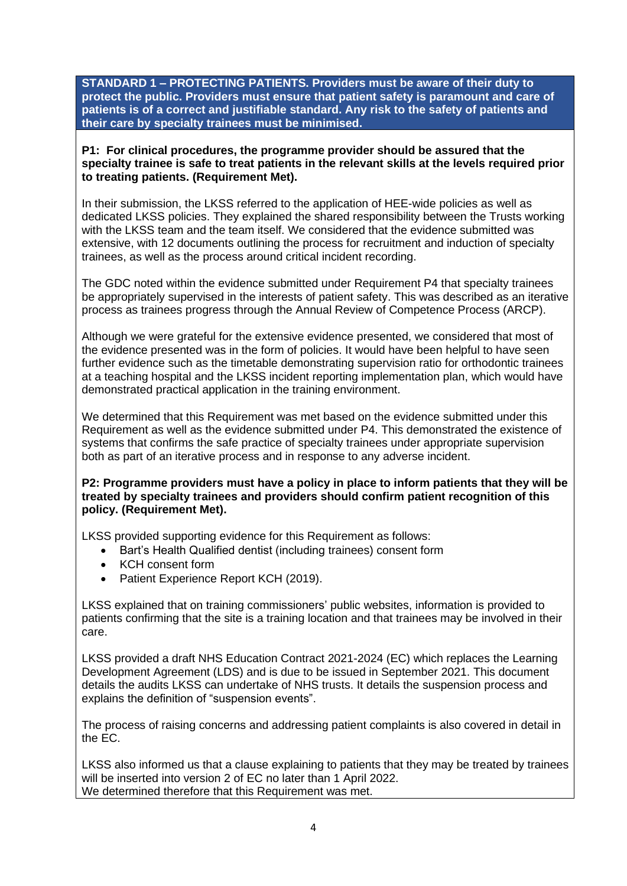**STANDARD 1 – PROTECTING PATIENTS. Providers must be aware of their duty to protect the public. Providers must ensure that patient safety is paramount and care of patients is of a correct and justifiable standard. Any risk to the safety of patients and their care by specialty trainees must be minimised.**

**P1: For clinical procedures, the programme provider should be assured that the specialty trainee is safe to treat patients in the relevant skills at the levels required prior to treating patients. (Requirement Met).**

In their submission, the LKSS referred to the application of HEE-wide policies as well as dedicated LKSS policies. They explained the shared responsibility between the Trusts working with the LKSS team and the team itself. We considered that the evidence submitted was extensive, with 12 documents outlining the process for recruitment and induction of specialty trainees, as well as the process around critical incident recording.

The GDC noted within the evidence submitted under Requirement P4 that specialty trainees be appropriately supervised in the interests of patient safety. This was described as an iterative process as trainees progress through the Annual Review of Competence Process (ARCP).

Although we were grateful for the extensive evidence presented, we considered that most of the evidence presented was in the form of policies. It would have been helpful to have seen further evidence such as the timetable demonstrating supervision ratio for orthodontic trainees at a teaching hospital and the LKSS incident reporting implementation plan, which would have demonstrated practical application in the training environment.

We determined that this Requirement was met based on the evidence submitted under this Requirement as well as the evidence submitted under P4. This demonstrated the existence of systems that confirms the safe practice of specialty trainees under appropriate supervision both as part of an iterative process and in response to any adverse incident.

**P2: Programme providers must have a policy in place to inform patients that they will be treated by specialty trainees and providers should confirm patient recognition of this policy. (Requirement Met).**

LKSS provided supporting evidence for this Requirement as follows:

- Bart's Health Qualified dentist (including trainees) consent form
- KCH consent form
- Patient Experience Report KCH (2019).

LKSS explained that on training commissioners' public websites, information is provided to patients confirming that the site is a training location and that trainees may be involved in their care.

LKSS provided a draft NHS Education Contract 2021-2024 (EC) which replaces the Learning Development Agreement (LDS) and is due to be issued in September 2021. This document details the audits LKSS can undertake of NHS trusts. It details the suspension process and explains the definition of "suspension events".

The process of raising concerns and addressing patient complaints is also covered in detail in the EC.

LKSS also informed us that a clause explaining to patients that they may be treated by trainees will be inserted into version 2 of EC no later than 1 April 2022.
We determined therefore that this Requirement was met.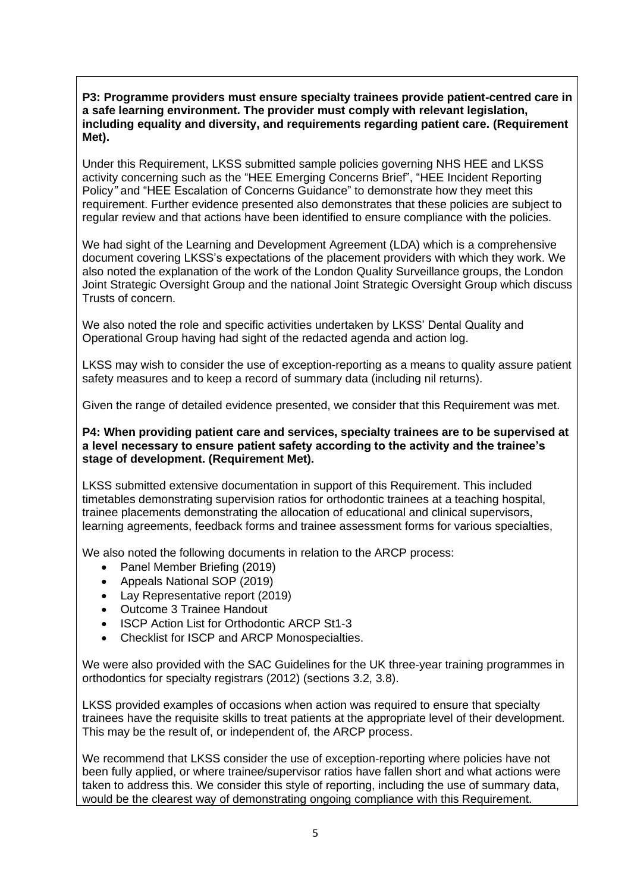**P3: Programme providers must ensure specialty trainees provide patient-centred care in a safe learning environment. The provider must comply with relevant legislation, including equality and diversity, and requirements regarding patient care. (Requirement Met).**

Under this Requirement, LKSS submitted sample policies governing NHS HEE and LKSS activity concerning such as the "HEE Emerging Concerns Brief", "HEE Incident Reporting Policy*"* and "HEE Escalation of Concerns Guidance" to demonstrate how they meet this requirement. Further evidence presented also demonstrates that these policies are subject to regular review and that actions have been identified to ensure compliance with the policies.

We had sight of the Learning and Development Agreement (LDA) which is a comprehensive document covering LKSS's expectations of the placement providers with which they work. We also noted the explanation of the work of the London Quality Surveillance groups, the London Joint Strategic Oversight Group and the national Joint Strategic Oversight Group which discuss Trusts of concern.

We also noted the role and specific activities undertaken by LKSS' Dental Quality and Operational Group having had sight of the redacted agenda and action log.

LKSS may wish to consider the use of exception-reporting as a means to quality assure patient safety measures and to keep a record of summary data (including nil returns).

Given the range of detailed evidence presented, we consider that this Requirement was met.

**P4: When providing patient care and services, specialty trainees are to be supervised at a level necessary to ensure patient safety according to the activity and the trainee's stage of development. (Requirement Met).**

LKSS submitted extensive documentation in support of this Requirement. This included timetables demonstrating supervision ratios for orthodontic trainees at a teaching hospital, trainee placements demonstrating the allocation of educational and clinical supervisors, learning agreements, feedback forms and trainee assessment forms for various specialties,

We also noted the following documents in relation to the ARCP process:

- Panel Member Briefing (2019)
- Appeals National SOP (2019)
- Lay Representative report (2019)
- Outcome 3 Trainee Handout
- ISCP Action List for Orthodontic ARCP St1-3
- Checklist for ISCP and ARCP Monospecialties.

We were also provided with the SAC Guidelines for the UK three-year training programmes in orthodontics for specialty registrars (2012) (sections 3.2, 3.8).

LKSS provided examples of occasions when action was required to ensure that specialty trainees have the requisite skills to treat patients at the appropriate level of their development. This may be the result of, or independent of, the ARCP process.

We recommend that LKSS consider the use of exception-reporting where policies have not been fully applied, or where trainee/supervisor ratios have fallen short and what actions were taken to address this. We consider this style of reporting, including the use of summary data, would be the clearest way of demonstrating ongoing compliance with this Requirement.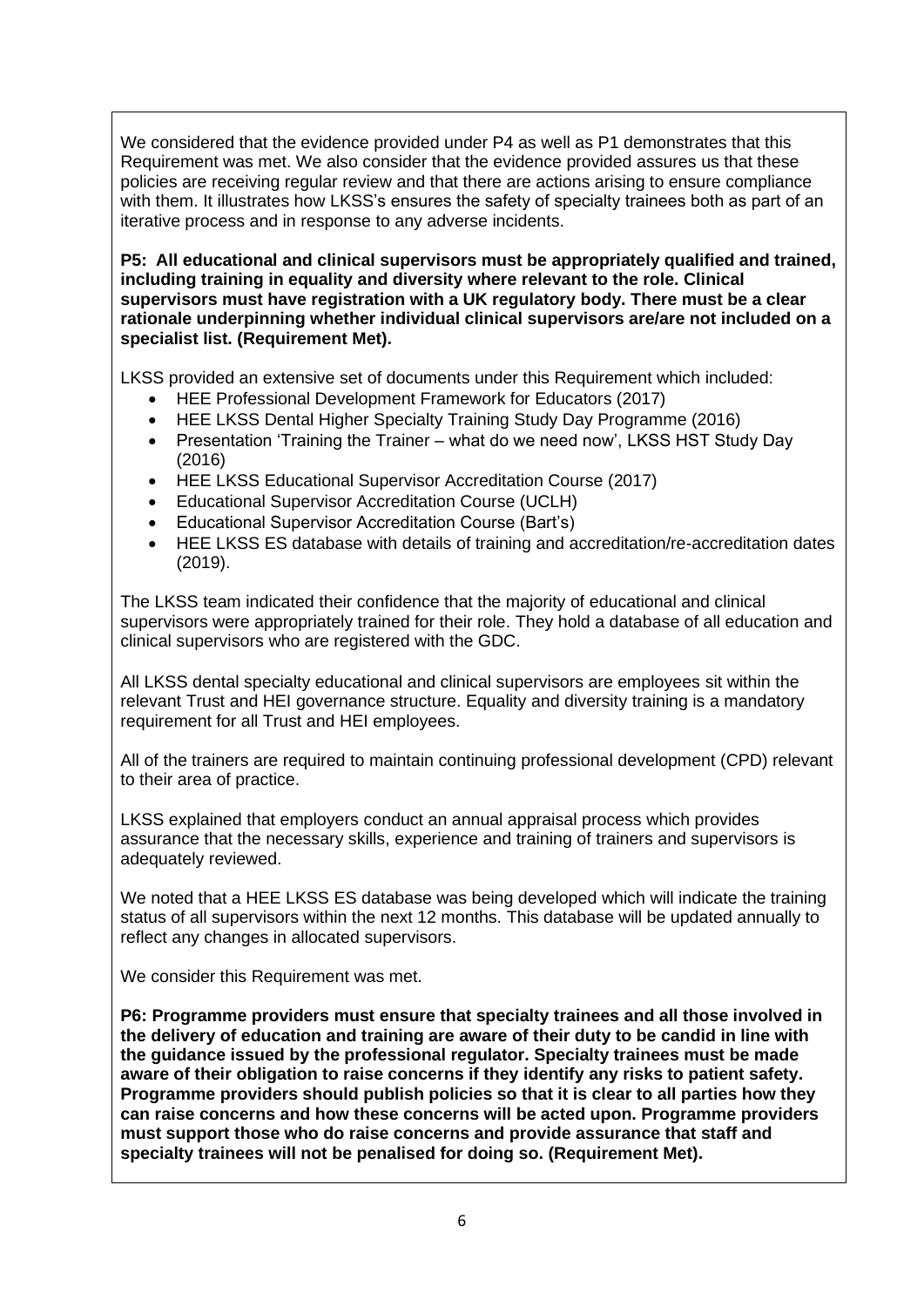We considered that the evidence provided under P4 as well as P1 demonstrates that this Requirement was met. We also consider that the evidence provided assures us that these policies are receiving regular review and that there are actions arising to ensure compliance with them. It illustrates how LKSS's ensures the safety of specialty trainees both as part of an iterative process and in response to any adverse incidents.

**P5: All educational and clinical supervisors must be appropriately qualified and trained, including training in equality and diversity where relevant to the role. Clinical supervisors must have registration with a UK regulatory body. There must be a clear rationale underpinning whether individual clinical supervisors are/are not included on a specialist list. (Requirement Met).**

LKSS provided an extensive set of documents under this Requirement which included:

- HEE Professional Development Framework for Educators (2017)
- HEE LKSS Dental Higher Specialty Training Study Day Programme (2016)
- Presentation 'Training the Trainer – what do we need now', LKSS HST Study Day (2016)
- HEE LKSS Educational Supervisor Accreditation Course (2017)
- Educational Supervisor Accreditation Course (UCLH)
- Educational Supervisor Accreditation Course (Bart's)
- HEE LKSS ES database with details of training and accreditation/re-accreditation dates (2019).

The LKSS team indicated their confidence that the majority of educational and clinical supervisors were appropriately trained for their role. They hold a database of all education and clinical supervisors who are registered with the GDC.

All LKSS dental specialty educational and clinical supervisors are employees sit within the relevant Trust and HEI governance structure. Equality and diversity training is a mandatory requirement for all Trust and HEI employees.

All of the trainers are required to maintain continuing professional development (CPD) relevant to their area of practice.

LKSS explained that employers conduct an annual appraisal process which provides assurance that the necessary skills, experience and training of trainers and supervisors is adequately reviewed.

We noted that a HEE LKSS ES database was being developed which will indicate the training status of all supervisors within the next 12 months. This database will be updated annually to reflect any changes in allocated supervisors.

We consider this Requirement was met.

**P6: Programme providers must ensure that specialty trainees and all those involved in the delivery of education and training are aware of their duty to be candid in line with the guidance issued by the professional regulator. Specialty trainees must be made aware of their obligation to raise concerns if they identify any risks to patient safety. Programme providers should publish policies so that it is clear to all parties how they can raise concerns and how these concerns will be acted upon. Programme providers must support those who do raise concerns and provide assurance that staff and specialty trainees will not be penalised for doing so. (Requirement Met).**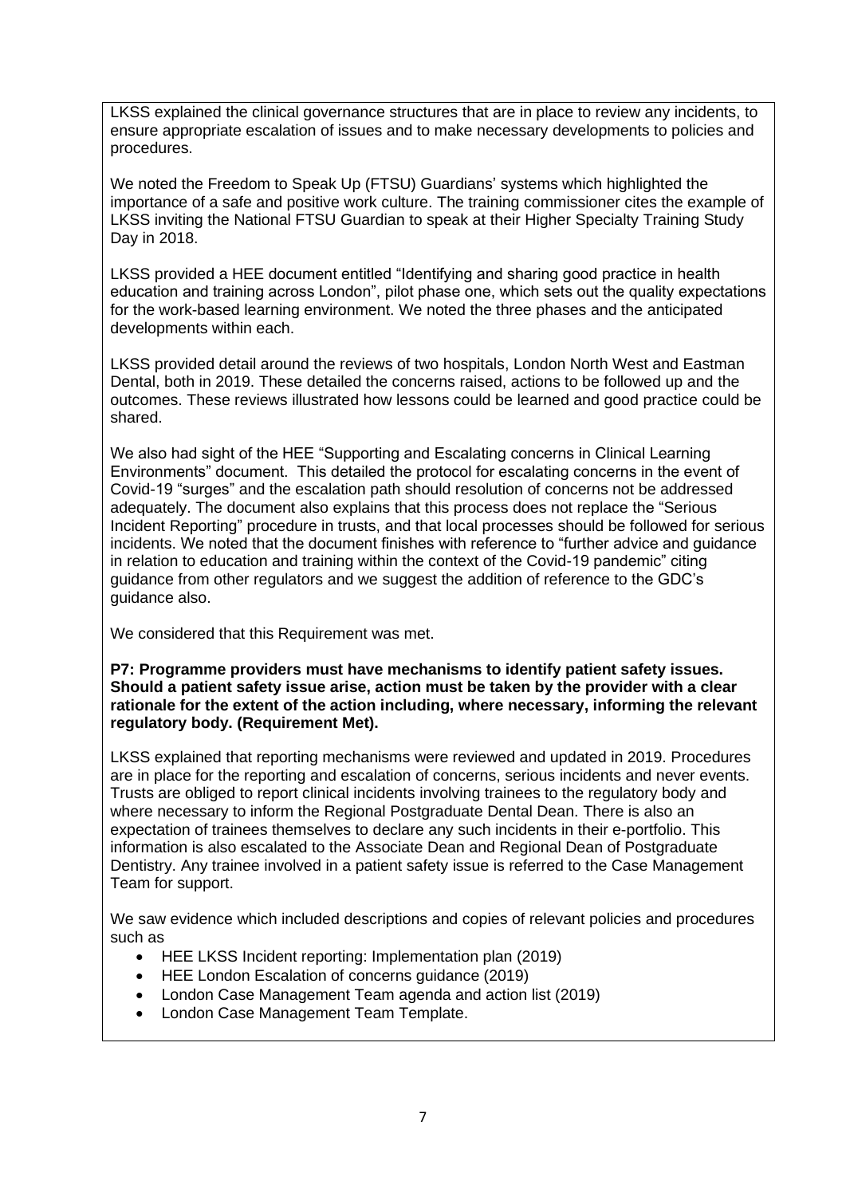LKSS explained the clinical governance structures that are in place to review any incidents, to ensure appropriate escalation of issues and to make necessary developments to policies and procedures.

We noted the Freedom to Speak Up (FTSU) Guardians' systems which highlighted the importance of a safe and positive work culture. The training commissioner cites the example of LKSS inviting the National FTSU Guardian to speak at their Higher Specialty Training Study Day in 2018.

LKSS provided a HEE document entitled "Identifying and sharing good practice in health education and training across London", pilot phase one, which sets out the quality expectations for the work-based learning environment. We noted the three phases and the anticipated developments within each.

LKSS provided detail around the reviews of two hospitals, London North West and Eastman Dental, both in 2019. These detailed the concerns raised, actions to be followed up and the outcomes. These reviews illustrated how lessons could be learned and good practice could be shared.

We also had sight of the HEE "Supporting and Escalating concerns in Clinical Learning Environments" document. This detailed the protocol for escalating concerns in the event of Covid-19 "surges" and the escalation path should resolution of concerns not be addressed adequately. The document also explains that this process does not replace the "Serious Incident Reporting" procedure in trusts, and that local processes should be followed for serious incidents. We noted that the document finishes with reference to "further advice and guidance in relation to education and training within the context of the Covid-19 pandemic" citing guidance from other regulators and we suggest the addition of reference to the GDC's guidance also.

We considered that this Requirement was met.

**P7: Programme providers must have mechanisms to identify patient safety issues. Should a patient safety issue arise, action must be taken by the provider with a clear rationale for the extent of the action including, where necessary, informing the relevant regulatory body. (Requirement Met).**

LKSS explained that reporting mechanisms were reviewed and updated in 2019. Procedures are in place for the reporting and escalation of concerns, serious incidents and never events. Trusts are obliged to report clinical incidents involving trainees to the regulatory body and where necessary to inform the Regional Postgraduate Dental Dean. There is also an expectation of trainees themselves to declare any such incidents in their e-portfolio. This information is also escalated to the Associate Dean and Regional Dean of Postgraduate Dentistry. Any trainee involved in a patient safety issue is referred to the Case Management Team for support.

We saw evidence which included descriptions and copies of relevant policies and procedures such as

- HEE LKSS Incident reporting: Implementation plan (2019)
- HEE London Escalation of concerns guidance (2019)
- London Case Management Team agenda and action list (2019)
- London Case Management Team Template.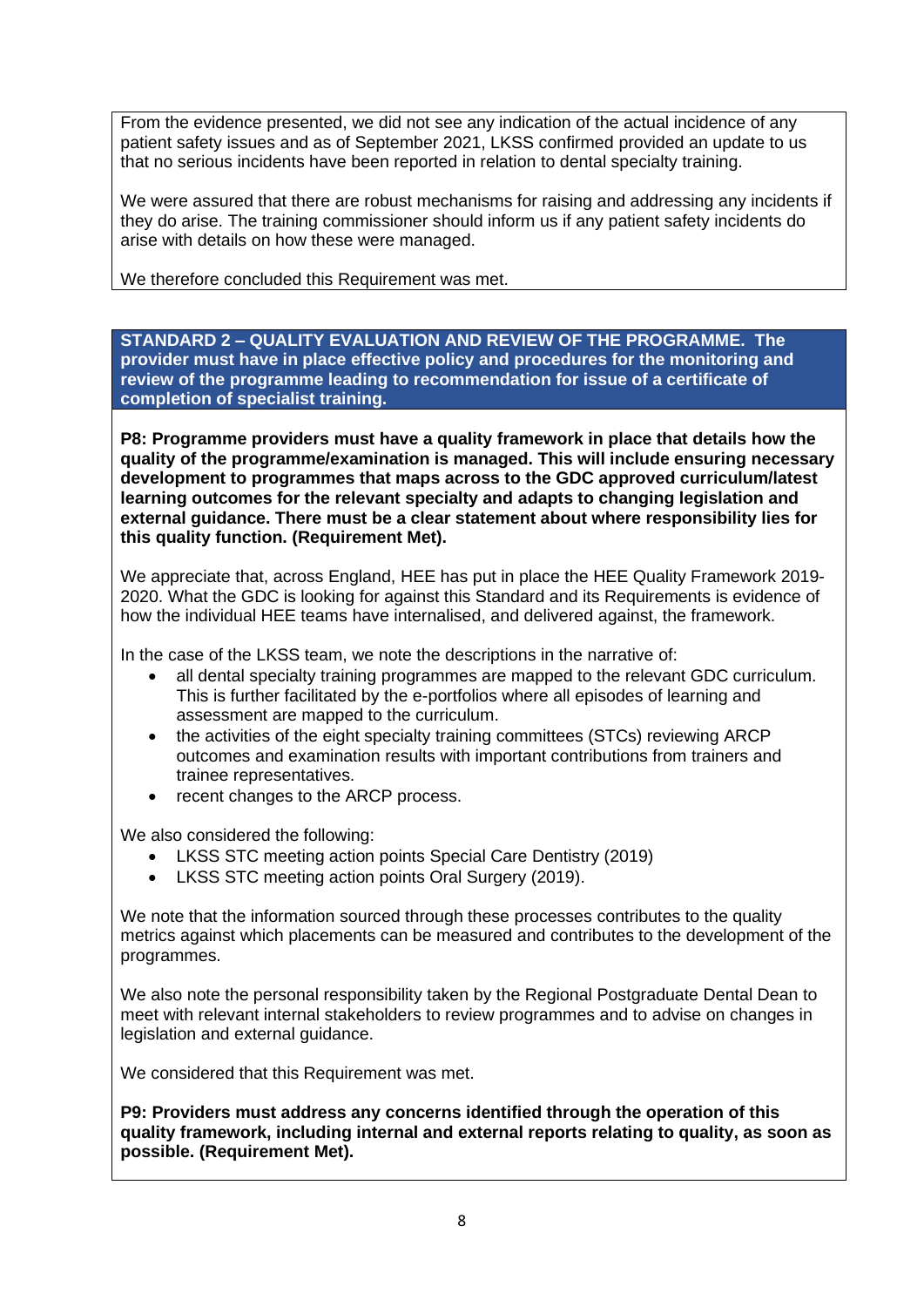From the evidence presented, we did not see any indication of the actual incidence of any patient safety issues and as of September 2021, LKSS confirmed provided an update to us that no serious incidents have been reported in relation to dental specialty training.

We were assured that there are robust mechanisms for raising and addressing any incidents if they do arise. The training commissioner should inform us if any patient safety incidents do arise with details on how these were managed.

We therefore concluded this Requirement was met.

**STANDARD 2 – QUALITY EVALUATION AND REVIEW OF THE PROGRAMME. The provider must have in place effective policy and procedures for the monitoring and review of the programme leading to recommendation for issue of a certificate of completion of specialist training.**

**P8: Programme providers must have a quality framework in place that details how the quality of the programme/examination is managed. This will include ensuring necessary development to programmes that maps across to the GDC approved curriculum/latest learning outcomes for the relevant specialty and adapts to changing legislation and external guidance. There must be a clear statement about where responsibility lies for this quality function. (Requirement Met).**

We appreciate that, across England, HEE has put in place the HEE Quality Framework 2019-2020. What the GDC is looking for against this Standard and its Requirements is evidence of how the individual HEE teams have internalised, and delivered against, the framework.

In the case of the LKSS team, we note the descriptions in the narrative of:

- all dental specialty training programmes are mapped to the relevant GDC curriculum. This is further facilitated by the e-portfolios where all episodes of learning and assessment are mapped to the curriculum.
- the activities of the eight specialty training committees (STCs) reviewing ARCP outcomes and examination results with important contributions from trainers and trainee representatives.
- recent changes to the ARCP process.

We also considered the following:

- LKSS STC meeting action points Special Care Dentistry (2019)
- LKSS STC meeting action points Oral Surgery (2019).

We note that the information sourced through these processes contributes to the quality metrics against which placements can be measured and contributes to the development of the programmes.

We also note the personal responsibility taken by the Regional Postgraduate Dental Dean to meet with relevant internal stakeholders to review programmes and to advise on changes in legislation and external guidance.

We considered that this Requirement was met.

**P9: Providers must address any concerns identified through the operation of this quality framework, including internal and external reports relating to quality, as soon as possible. (Requirement Met).**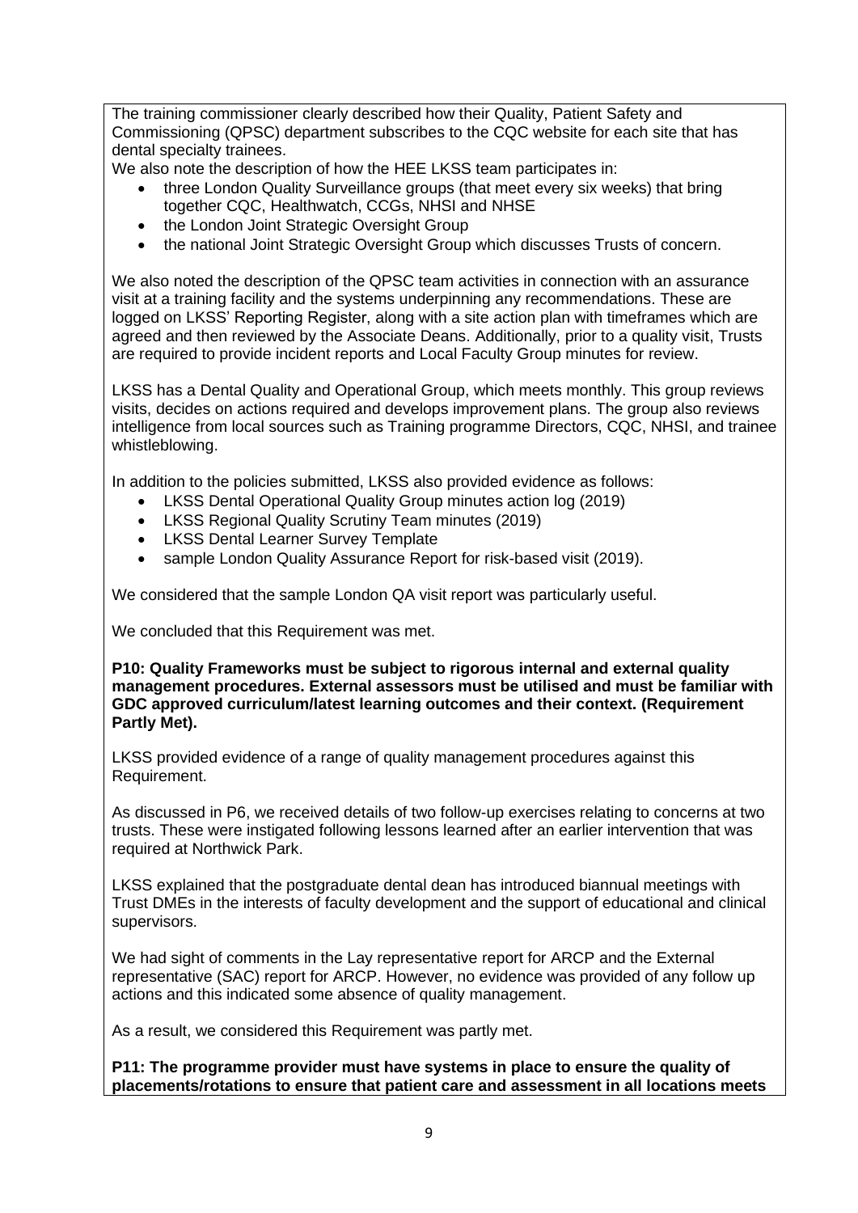The training commissioner clearly described how their Quality, Patient Safety and Commissioning (QPSC) department subscribes to the CQC website for each site that has dental specialty trainees.

We also note the description of how the HEE LKSS team participates in:

- three London Quality Surveillance groups (that meet every six weeks) that bring together CQC, Healthwatch, CCGs, NHSI and NHSE
- the London Joint Strategic Oversight Group
- the national Joint Strategic Oversight Group which discusses Trusts of concern.

We also noted the description of the QPSC team activities in connection with an assurance visit at a training facility and the systems underpinning any recommendations. These are logged on LKSS' Reporting Register, along with a site action plan with timeframes which are agreed and then reviewed by the Associate Deans. Additionally, prior to a quality visit, Trusts are required to provide incident reports and Local Faculty Group minutes for review.

LKSS has a Dental Quality and Operational Group, which meets monthly. This group reviews visits, decides on actions required and develops improvement plans. The group also reviews intelligence from local sources such as Training programme Directors, CQC, NHSI, and trainee whistleblowing.

In addition to the policies submitted, LKSS also provided evidence as follows:

- LKSS Dental Operational Quality Group minutes action log (2019)
- LKSS Regional Quality Scrutiny Team minutes (2019)
- LKSS Dental Learner Survey Template
- sample London Quality Assurance Report for risk-based visit (2019).

We considered that the sample London QA visit report was particularly useful.

We concluded that this Requirement was met.

**P10: Quality Frameworks must be subject to rigorous internal and external quality management procedures. External assessors must be utilised and must be familiar with GDC approved curriculum/latest learning outcomes and their context. (Requirement Partly Met).**

LKSS provided evidence of a range of quality management procedures against this Requirement.

As discussed in P6, we received details of two follow-up exercises relating to concerns at two trusts. These were instigated following lessons learned after an earlier intervention that was required at Northwick Park.

LKSS explained that the postgraduate dental dean has introduced biannual meetings with Trust DMEs in the interests of faculty development and the support of educational and clinical supervisors.

We had sight of comments in the Lay representative report for ARCP and the External representative (SAC) report for ARCP. However, no evidence was provided of any follow up actions and this indicated some absence of quality management.

As a result, we considered this Requirement was partly met.

**P11: The programme provider must have systems in place to ensure the quality of placements/rotations to ensure that patient care and assessment in all locations meets**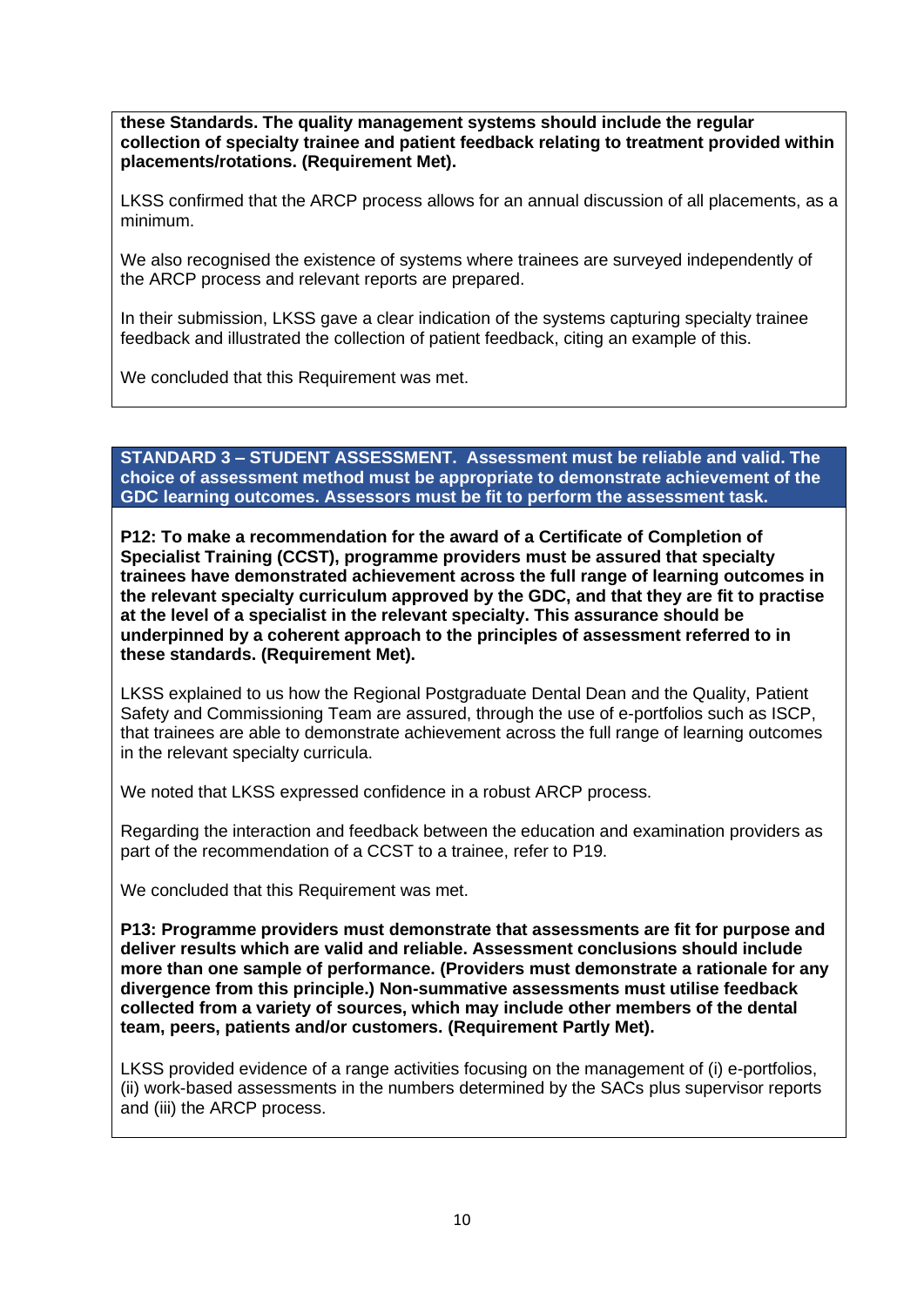**these Standards. The quality management systems should include the regular collection of specialty trainee and patient feedback relating to treatment provided within placements/rotations. (Requirement Met).**

LKSS confirmed that the ARCP process allows for an annual discussion of all placements, as a minimum.

We also recognised the existence of systems where trainees are surveyed independently of the ARCP process and relevant reports are prepared.

In their submission, LKSS gave a clear indication of the systems capturing specialty trainee feedback and illustrated the collection of patient feedback, citing an example of this.

We concluded that this Requirement was met.

## STANDARD 3 – STUDENT ASSESSMENT. Assessment must be reliable and valid. The choice of assessment method must be appropriate to demonstrate achievement of the GDC learning outcomes. Assessors must be fit to perform the assessment task.

**P12: To make a recommendation for the award of a Certificate of Completion of Specialist Training (CCST), programme providers must be assured that specialty trainees have demonstrated achievement across the full range of learning outcomes in the relevant specialty curriculum approved by the GDC, and that they are fit to practise at the level of a specialist in the relevant specialty. This assurance should be underpinned by a coherent approach to the principles of assessment referred to in these standards. (Requirement Met).**

LKSS explained to us how the Regional Postgraduate Dental Dean and the Quality, Patient Safety and Commissioning Team are assured, through the use of e-portfolios such as ISCP, that trainees are able to demonstrate achievement across the full range of learning outcomes in the relevant specialty curricula.

We noted that LKSS expressed confidence in a robust ARCP process.

Regarding the interaction and feedback between the education and examination providers as part of the recommendation of a CCST to a trainee, refer to P19.

We concluded that this Requirement was met.

**P13: Programme providers must demonstrate that assessments are fit for purpose and deliver results which are valid and reliable. Assessment conclusions should include more than one sample of performance. (Providers must demonstrate a rationale for any divergence from this principle.) Non-summative assessments must utilise feedback collected from a variety of sources, which may include other members of the dental team, peers, patients and/or customers. (Requirement Partly Met).**

LKSS provided evidence of a range activities focusing on the management of (i) e-portfolios, (ii) work-based assessments in the numbers determined by the SACs plus supervisor reports and (iii) the ARCP process.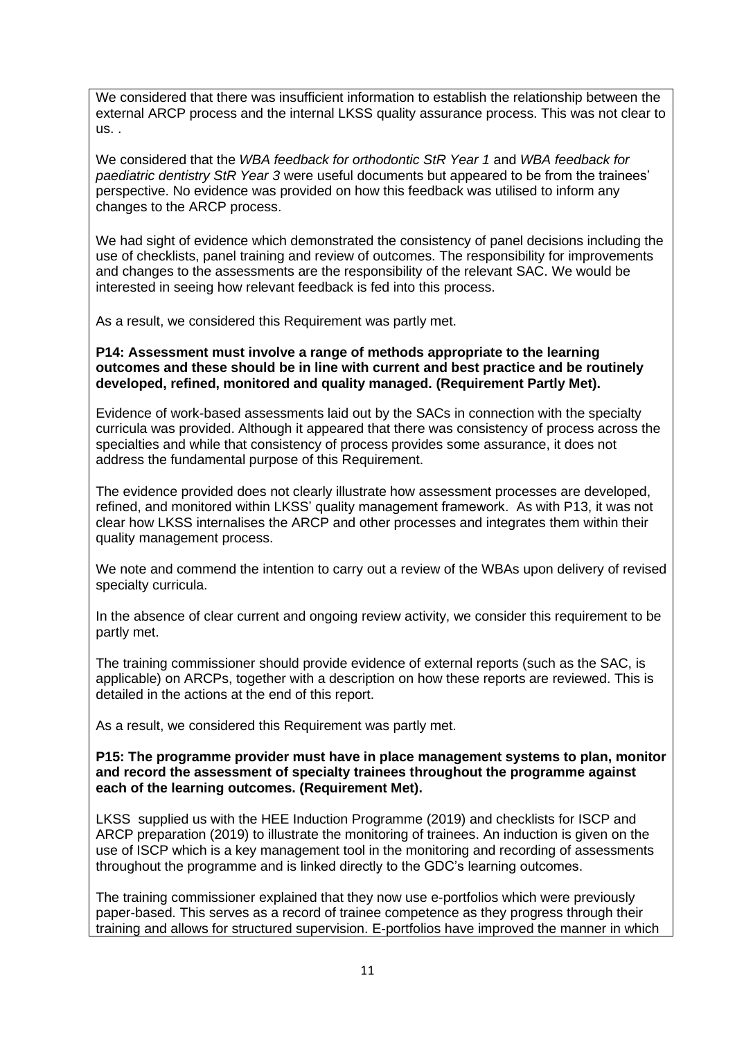We considered that there was insufficient information to establish the relationship between the external ARCP process and the internal LKSS quality assurance process. This was not clear to us. .

We considered that the *WBA feedback for orthodontic StR Year 1* and *WBA feedback for paediatric dentistry StR Year 3* were useful documents but appeared to be from the trainees' perspective. No evidence was provided on how this feedback was utilised to inform any changes to the ARCP process.

We had sight of evidence which demonstrated the consistency of panel decisions including the use of checklists, panel training and review of outcomes. The responsibility for improvements and changes to the assessments are the responsibility of the relevant SAC. We would be interested in seeing how relevant feedback is fed into this process.

As a result, we considered this Requirement was partly met.

**P14: Assessment must involve a range of methods appropriate to the learning outcomes and these should be in line with current and best practice and be routinely developed, refined, monitored and quality managed. (Requirement Partly Met).**

Evidence of work-based assessments laid out by the SACs in connection with the specialty curricula was provided. Although it appeared that there was consistency of process across the specialties and while that consistency of process provides some assurance, it does not address the fundamental purpose of this Requirement.

The evidence provided does not clearly illustrate how assessment processes are developed, refined, and monitored within LKSS' quality management framework. As with P13, it was not clear how LKSS internalises the ARCP and other processes and integrates them within their quality management process.

We note and commend the intention to carry out a review of the WBAs upon delivery of revised specialty curricula.

In the absence of clear current and ongoing review activity, we consider this requirement to be partly met.

The training commissioner should provide evidence of external reports (such as the SAC, is applicable) on ARCPs, together with a description on how these reports are reviewed. This is detailed in the actions at the end of this report.

As a result, we considered this Requirement was partly met.

**P15: The programme provider must have in place management systems to plan, monitor and record the assessment of specialty trainees throughout the programme against each of the learning outcomes. (Requirement Met).**

LKSS supplied us with the HEE Induction Programme (2019) and checklists for ISCP and ARCP preparation (2019) to illustrate the monitoring of trainees. An induction is given on the use of ISCP which is a key management tool in the monitoring and recording of assessments throughout the programme and is linked directly to the GDC's learning outcomes.

The training commissioner explained that they now use e-portfolios which were previously paper-based. This serves as a record of trainee competence as they progress through their training and allows for structured supervision. E-portfolios have improved the manner in which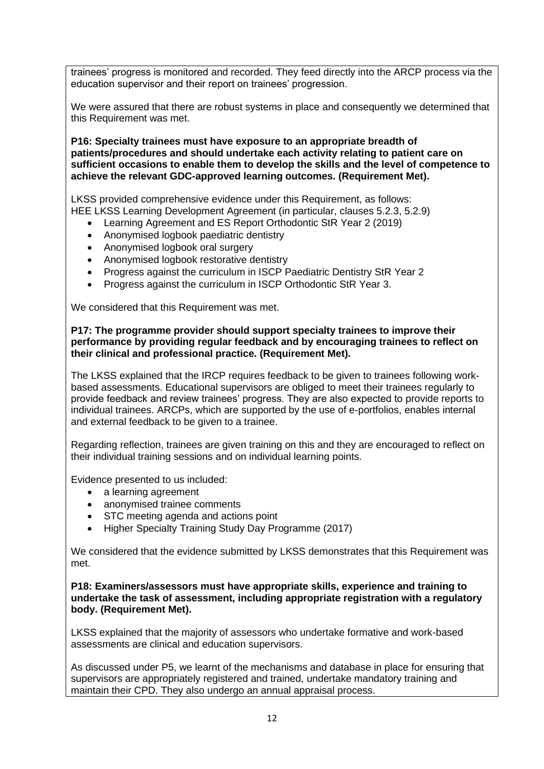trainees' progress is monitored and recorded. They feed directly into the ARCP process via the education supervisor and their report on trainees' progression.

We were assured that there are robust systems in place and consequently we determined that this Requirement was met.

**P16: Specialty trainees must have exposure to an appropriate breadth of patients/procedures and should undertake each activity relating to patient care on sufficient occasions to enable them to develop the skills and the level of competence to achieve the relevant GDC-approved learning outcomes. (Requirement Met).**

LKSS provided comprehensive evidence under this Requirement, as follows:
HEE LKSS Learning Development Agreement (in particular, clauses 5.2.3, 5.2.9)

- Learning Agreement and ES Report Orthodontic StR Year 2 (2019)
- Anonymised logbook paediatric dentistry
- Anonymised logbook oral surgery
- Anonymised logbook restorative dentistry
- Progress against the curriculum in ISCP Paediatric Dentistry StR Year 2
- Progress against the curriculum in ISCP Orthodontic StR Year 3.

We considered that this Requirement was met.

**P17: The programme provider should support specialty trainees to improve their performance by providing regular feedback and by encouraging trainees to reflect on their clinical and professional practice. (Requirement Met).**

The LKSS explained that the IRCP requires feedback to be given to trainees following work-based assessments. Educational supervisors are obliged to meet their trainees regularly to provide feedback and review trainees' progress. They are also expected to provide reports to individual trainees. ARCPs, which are supported by the use of e-portfolios, enables internal and external feedback to be given to a trainee.

Regarding reflection, trainees are given training on this and they are encouraged to reflect on their individual training sessions and on individual learning points.

Evidence presented to us included:

- a learning agreement
- anonymised trainee comments
- STC meeting agenda and actions point
- Higher Specialty Training Study Day Programme (2017)

We considered that the evidence submitted by LKSS demonstrates that this Requirement was met.

**P18: Examiners/assessors must have appropriate skills, experience and training to undertake the task of assessment, including appropriate registration with a regulatory body. (Requirement Met).**

LKSS explained that the majority of assessors who undertake formative and work-based assessments are clinical and education supervisors.

As discussed under P5, we learnt of the mechanisms and database in place for ensuring that supervisors are appropriately registered and trained, undertake mandatory training and maintain their CPD. They also undergo an annual appraisal process.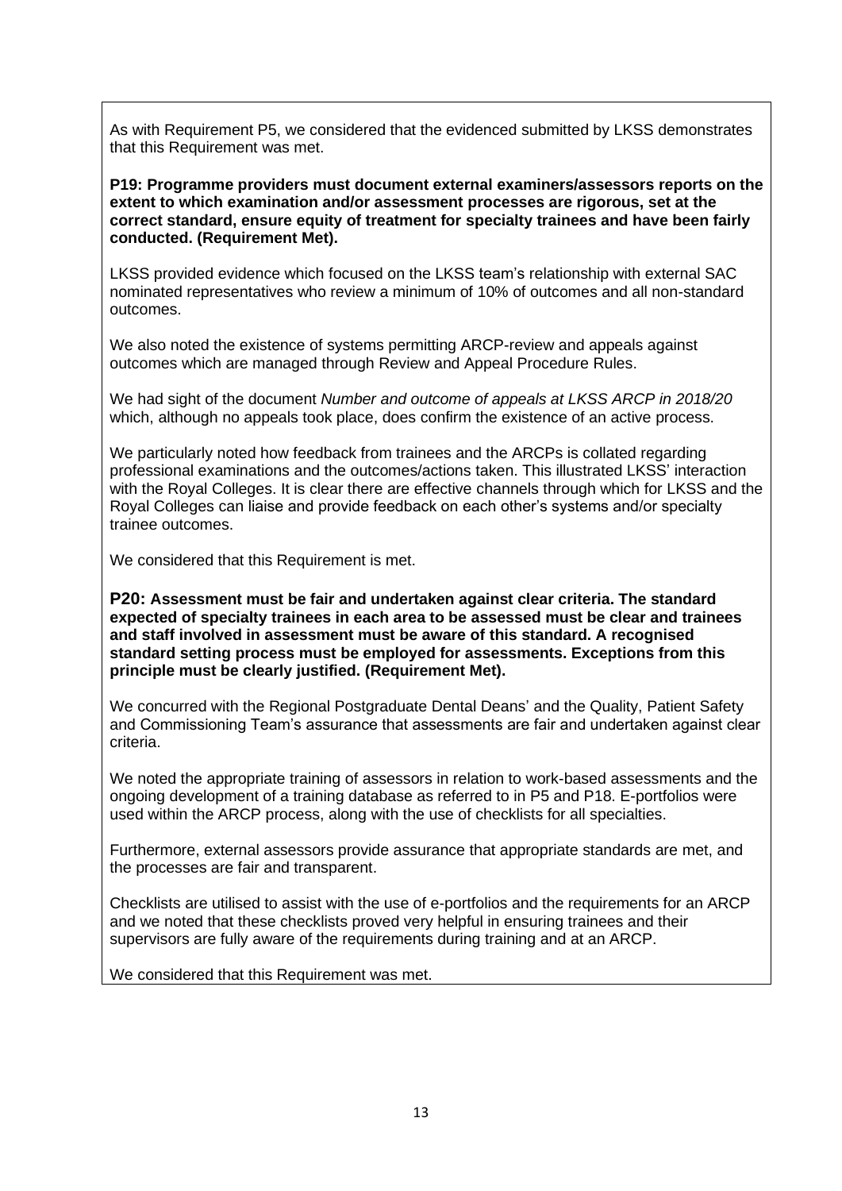As with Requirement P5, we considered that the evidenced submitted by LKSS demonstrates that this Requirement was met.

**P19: Programme providers must document external examiners/assessors reports on the extent to which examination and/or assessment processes are rigorous, set at the correct standard, ensure equity of treatment for specialty trainees and have been fairly conducted. (Requirement Met).**

LKSS provided evidence which focused on the LKSS team's relationship with external SAC nominated representatives who review a minimum of 10% of outcomes and all non-standard outcomes.

We also noted the existence of systems permitting ARCP-review and appeals against outcomes which are managed through Review and Appeal Procedure Rules.

We had sight of the document *Number and outcome of appeals at LKSS ARCP in 2018/20* which, although no appeals took place, does confirm the existence of an active process.

We particularly noted how feedback from trainees and the ARCPs is collated regarding professional examinations and the outcomes/actions taken. This illustrated LKSS' interaction with the Royal Colleges. It is clear there are effective channels through which for LKSS and the Royal Colleges can liaise and provide feedback on each other's systems and/or specialty trainee outcomes.

We considered that this Requirement is met.

**P20: Assessment must be fair and undertaken against clear criteria. The standard expected of specialty trainees in each area to be assessed must be clear and trainees and staff involved in assessment must be aware of this standard. A recognised standard setting process must be employed for assessments. Exceptions from this principle must be clearly justified. (Requirement Met).**

We concurred with the Regional Postgraduate Dental Deans' and the Quality, Patient Safety and Commissioning Team's assurance that assessments are fair and undertaken against clear criteria.

We noted the appropriate training of assessors in relation to work-based assessments and the ongoing development of a training database as referred to in P5 and P18. E-portfolios were used within the ARCP process, along with the use of checklists for all specialties.

Furthermore, external assessors provide assurance that appropriate standards are met, and the processes are fair and transparent.

Checklists are utilised to assist with the use of e-portfolios and the requirements for an ARCP and we noted that these checklists proved very helpful in ensuring trainees and their supervisors are fully aware of the requirements during training and at an ARCP.

We considered that this Requirement was met.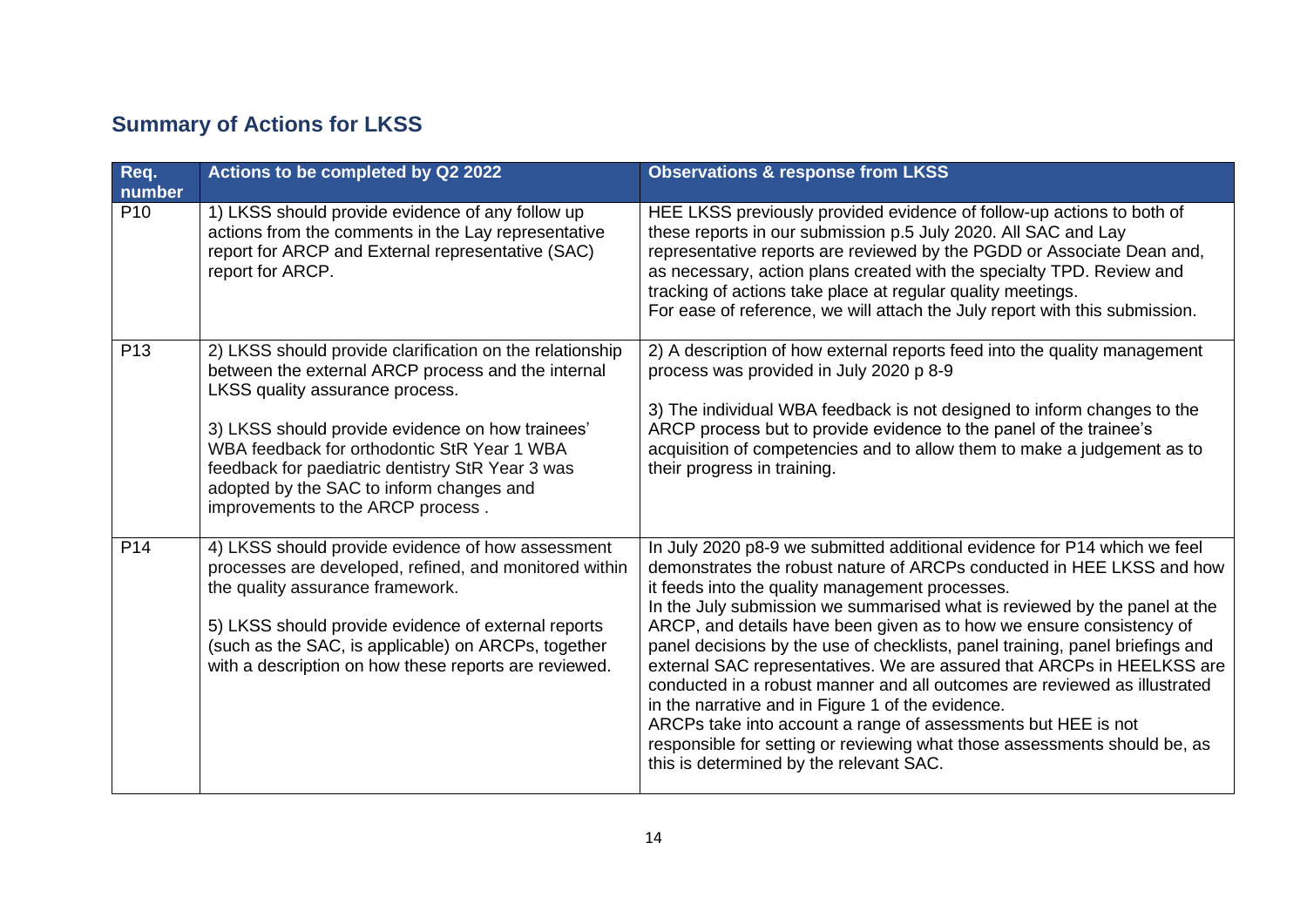## Summary of Actions for LKSS

| Req. number | Actions to be completed by Q2 2022 | Observations & response from LKSS |
|---|---|---|
| P10 | 1) LKSS should provide evidence of any follow up actions from the comments in the Lay representative report for ARCP and External representative (SAC) report for ARCP. | HEE LKSS previously provided evidence of follow-up actions to both of these reports in our submission p.5 July 2020. All SAC and Lay representative reports are reviewed by the PGDD or Associate Dean and, as necessary, action plans created with the specialty TPD. Review and tracking of actions take place at regular quality meetings.<br>For ease of reference, we will attach the July report with this submission. |
| P13 | 2) LKSS should provide clarification on the relationship between the external ARCP process and the internal LKSS quality assurance process.<br><br>3) LKSS should provide evidence on how trainees' WBA feedback for orthodontic StR Year 1 WBA feedback for paediatric dentistry StR Year 3 was adopted by the SAC to inform changes and improvements to the ARCP process . | 2) A description of how external reports feed into the quality management process was provided in July 2020 p 8-9<br><br>3) The individual WBA feedback is not designed to inform changes to the ARCP process but to provide evidence to the panel of the trainee's acquisition of competencies and to allow them to make a judgement as to their progress in training. |
| P14 | 4) LKSS should provide evidence of how assessment processes are developed, refined, and monitored within the quality assurance framework.<br><br>5) LKSS should provide evidence of external reports (such as the SAC, is applicable) on ARCPs, together with a description on how these reports are reviewed. | In July 2020 p8-9 we submitted additional evidence for P14 which we feel demonstrates the robust nature of ARCPs conducted in HEE LKSS and how it feeds into the quality management processes.<br>In the July submission we summarised what is reviewed by the panel at the ARCP, and details have been given as to how we ensure consistency of panel decisions by the use of checklists, panel training, panel briefings and external SAC representatives. We are assured that ARCPs in HEELKSS are conducted in a robust manner and all outcomes are reviewed as illustrated in the narrative and in Figure 1 of the evidence.<br>ARCPs take into account a range of assessments but HEE is not responsible for setting or reviewing what those assessments should be, as this is determined by the relevant SAC. |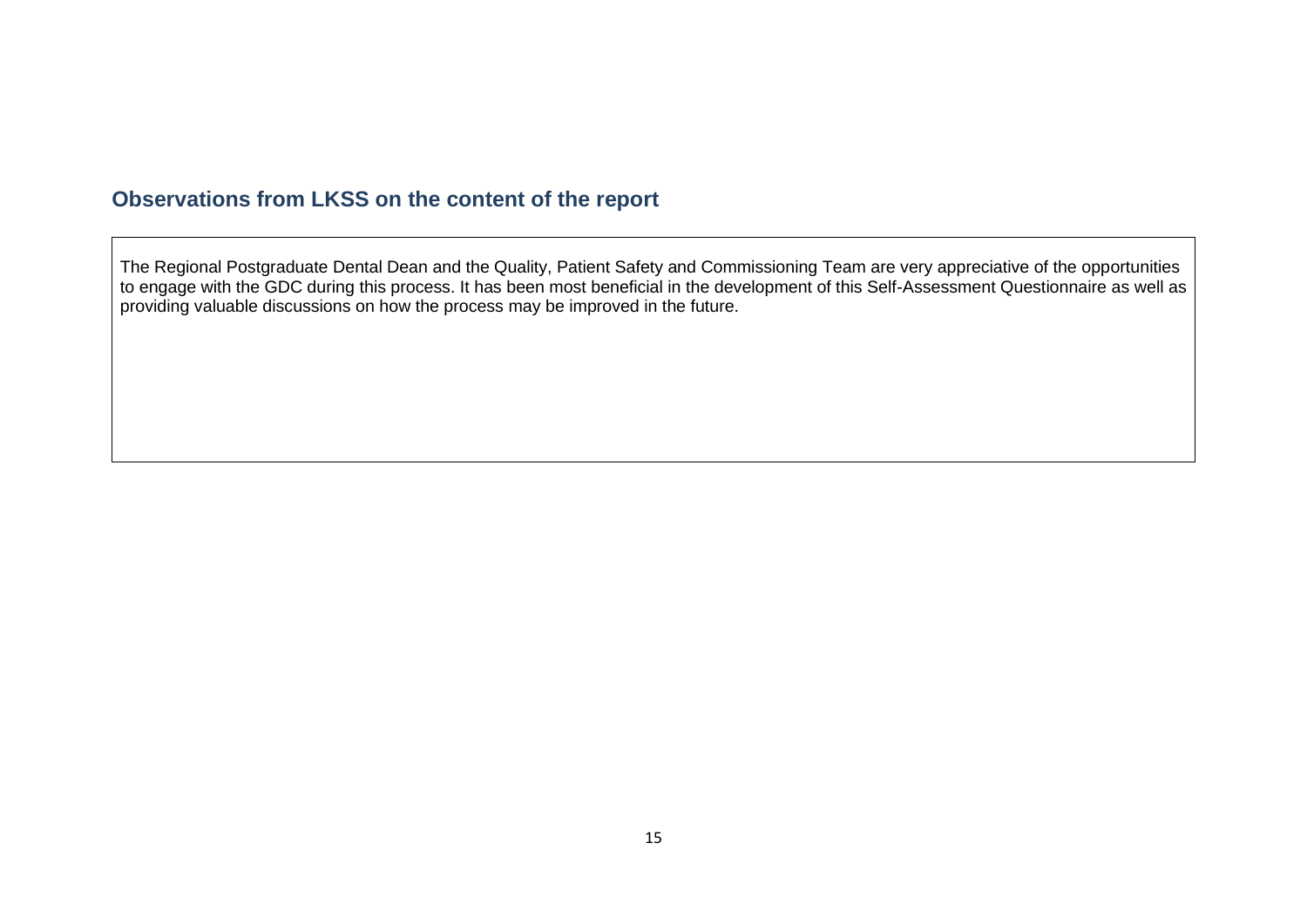## Observations from LKSS on the content of the report

| The Regional Postgraduate Dental Dean and the Quality, Patient Safety and Commissioning Team are very appreciative of the opportunities to engage with the GDC during this process. It has been most beneficial in the development of this Self-Assessment Questionnaire as well as providing valuable discussions on how the process may be improved in the future. |
|---|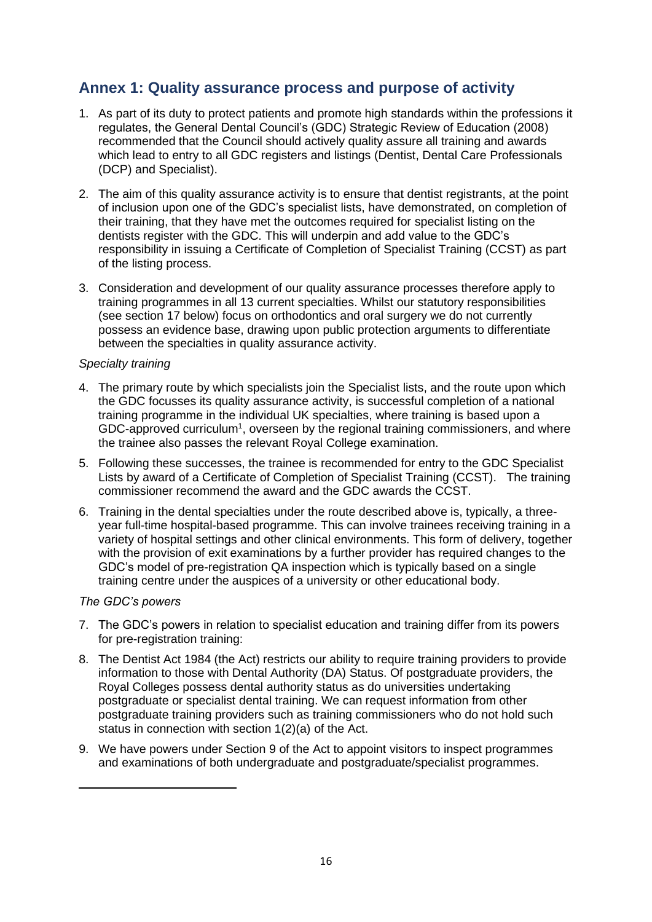## Annex 1: Quality assurance process and purpose of activity

1. As part of its duty to protect patients and promote high standards within the professions it regulates, the General Dental Council's (GDC) Strategic Review of Education (2008) recommended that the Council should actively quality assure all training and awards which lead to entry to all GDC registers and listings (Dentist, Dental Care Professionals (DCP) and Specialist).

2. The aim of this quality assurance activity is to ensure that dentist registrants, at the point of inclusion upon one of the GDC's specialist lists, have demonstrated, on completion of their training, that they have met the outcomes required for specialist listing on the dentists register with the GDC. This will underpin and add value to the GDC's responsibility in issuing a Certificate of Completion of Specialist Training (CCST) as part of the listing process.

3. Consideration and development of our quality assurance processes therefore apply to training programmes in all 13 current specialties. Whilst our statutory responsibilities (see section 17 below) focus on orthodontics and oral surgery we do not currently possess an evidence base, drawing upon public protection arguments to differentiate between the specialties in quality assurance activity.

*Specialty training*

4. The primary route by which specialists join the Specialist lists, and the route upon which the GDC focusses its quality assurance activity, is successful completion of a national training programme in the individual UK specialties, where training is based upon a GDC-approved curriculum[1], overseen by the regional training commissioners, and where the trainee also passes the relevant Royal College examination.

5. Following these successes, the trainee is recommended for entry to the GDC Specialist Lists by award of a Certificate of Completion of Specialist Training (CCST). The training commissioner recommend the award and the GDC awards the CCST.

6. Training in the dental specialties under the route described above is, typically, a three-year full-time hospital-based programme. This can involve trainees receiving training in a variety of hospital settings and other clinical environments. This form of delivery, together with the provision of exit examinations by a further provider has required changes to the GDC's model of pre-registration QA inspection which is typically based on a single training centre under the auspices of a university or other educational body.

*The GDC's powers*

7. The GDC's powers in relation to specialist education and training differ from its powers for pre-registration training:

8. The Dentist Act 1984 (the Act) restricts our ability to require training providers to provide information to those with Dental Authority (DA) Status. Of postgraduate providers, the Royal Colleges possess dental authority status as do universities undertaking postgraduate or specialist dental training. We can request information from other postgraduate training providers such as training commissioners who do not hold such status in connection with section 1(2)(a) of the Act.

9. We have powers under Section 9 of the Act to appoint visitors to inspect programmes and examinations of both undergraduate and postgraduate/specialist programmes.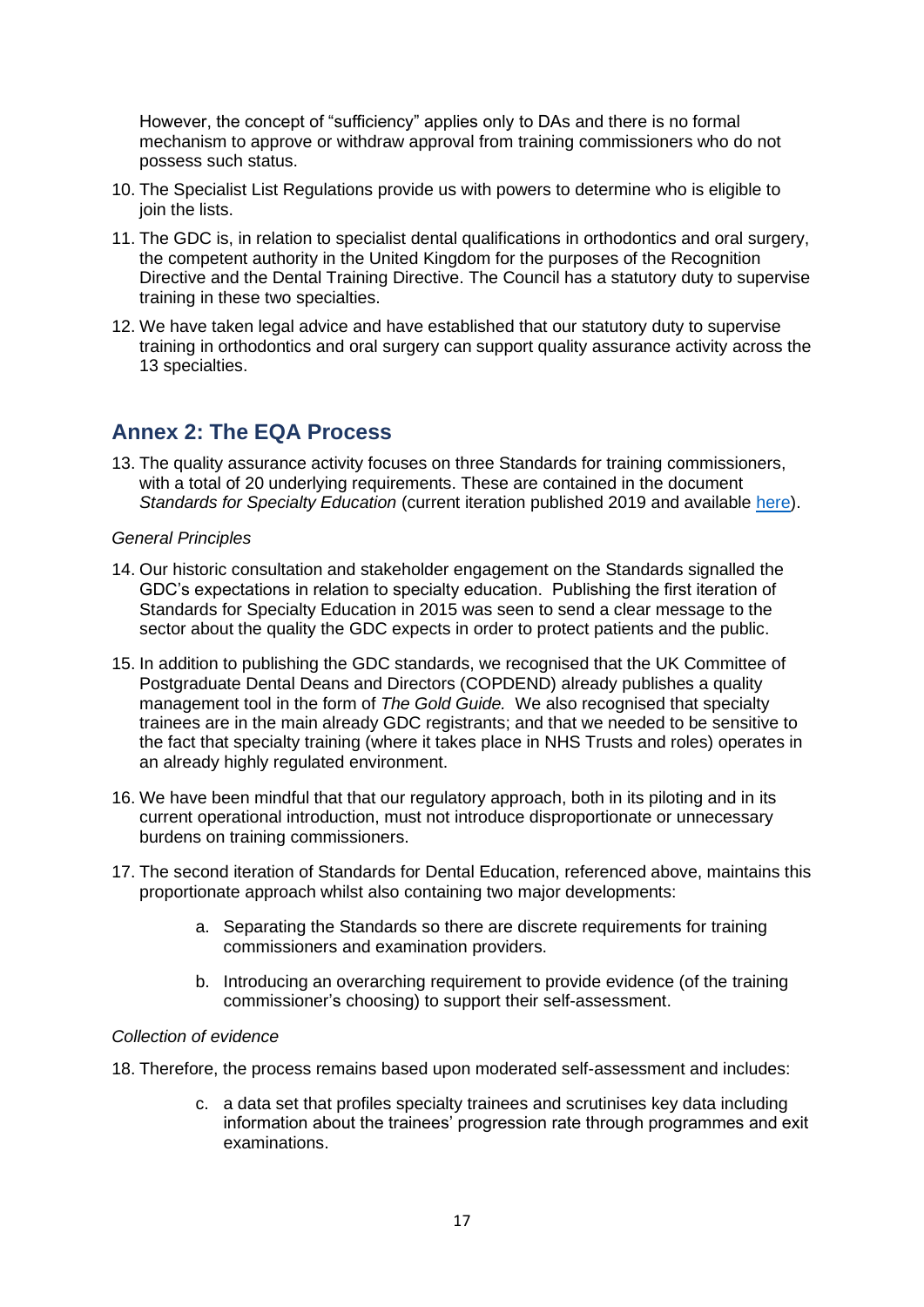However, the concept of "sufficiency" applies only to DAs and there is no formal mechanism to approve or withdraw approval from training commissioners who do not possess such status.

10. The Specialist List Regulations provide us with powers to determine who is eligible to join the lists.
11. The GDC is, in relation to specialist dental qualifications in orthodontics and oral surgery, the competent authority in the United Kingdom for the purposes of the Recognition Directive and the Dental Training Directive. The Council has a statutory duty to supervise training in these two specialties.
12. We have taken legal advice and have established that our statutory duty to supervise training in orthodontics and oral surgery can support quality assurance activity across the 13 specialties.

## Annex 2: The EQA Process

13. The quality assurance activity focuses on three Standards for training commissioners, with a total of 20 underlying requirements. These are contained in the document *Standards for Specialty Education* (current iteration published 2019 and available here).

*General Principles*

14. Our historic consultation and stakeholder engagement on the Standards signalled the GDC's expectations in relation to specialty education. Publishing the first iteration of Standards for Specialty Education in 2015 was seen to send a clear message to the sector about the quality the GDC expects in order to protect patients and the public.
15. In addition to publishing the GDC standards, we recognised that the UK Committee of Postgraduate Dental Deans and Directors (COPDEND) already publishes a quality management tool in the form of *The Gold Guide.* We also recognised that specialty trainees are in the main already GDC registrants; and that we needed to be sensitive to the fact that specialty training (where it takes place in NHS Trusts and roles) operates in an already highly regulated environment.
16. We have been mindful that that our regulatory approach, both in its piloting and in its current operational introduction, must not introduce disproportionate or unnecessary burdens on training commissioners.
17. The second iteration of Standards for Dental Education, referenced above, maintains this proportionate approach whilst also containing two major developments:
    a. Separating the Standards so there are discrete requirements for training commissioners and examination providers.
    b. Introducing an overarching requirement to provide evidence (of the training commissioner's choosing) to support their self-assessment.

*Collection of evidence*

18. Therefore, the process remains based upon moderated self-assessment and includes:
    c. a data set that profiles specialty trainees and scrutinises key data including information about the trainees' progression rate through programmes and exit examinations.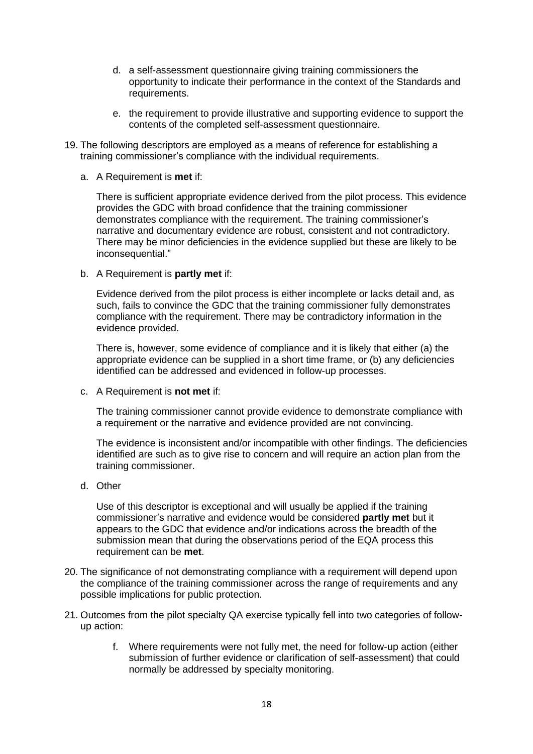d. a self-assessment questionnaire giving training commissioners the opportunity to indicate their performance in the context of the Standards and requirements.

   e. the requirement to provide illustrative and supporting evidence to support the contents of the completed self-assessment questionnaire.

19. The following descriptors are employed as a means of reference for establishing a training commissioner's compliance with the individual requirements.

   a. A Requirement is **met** if:

   There is sufficient appropriate evidence derived from the pilot process. This evidence provides the GDC with broad confidence that the training commissioner demonstrates compliance with the requirement. The training commissioner's narrative and documentary evidence are robust, consistent and not contradictory. There may be minor deficiencies in the evidence supplied but these are likely to be inconsequential."

   b. A Requirement is **partly met** if:

   Evidence derived from the pilot process is either incomplete or lacks detail and, as such, fails to convince the GDC that the training commissioner fully demonstrates compliance with the requirement. There may be contradictory information in the evidence provided.

   There is, however, some evidence of compliance and it is likely that either (a) the appropriate evidence can be supplied in a short time frame, or (b) any deficiencies identified can be addressed and evidenced in follow-up processes.

   c. A Requirement is **not met** if:

   The training commissioner cannot provide evidence to demonstrate compliance with a requirement or the narrative and evidence provided are not convincing.

   The evidence is inconsistent and/or incompatible with other findings. The deficiencies identified are such as to give rise to concern and will require an action plan from the training commissioner.

   d. Other

   Use of this descriptor is exceptional and will usually be applied if the training commissioner's narrative and evidence would be considered **partly met** but it appears to the GDC that evidence and/or indications across the breadth of the submission mean that during the observations period of the EQA process this requirement can be **met**.

20. The significance of not demonstrating compliance with a requirement will depend upon the compliance of the training commissioner across the range of requirements and any possible implications for public protection.

21. Outcomes from the pilot specialty QA exercise typically fell into two categories of follow-up action:

   f. Where requirements were not fully met, the need for follow-up action (either submission of further evidence or clarification of self-assessment) that could normally be addressed by specialty monitoring.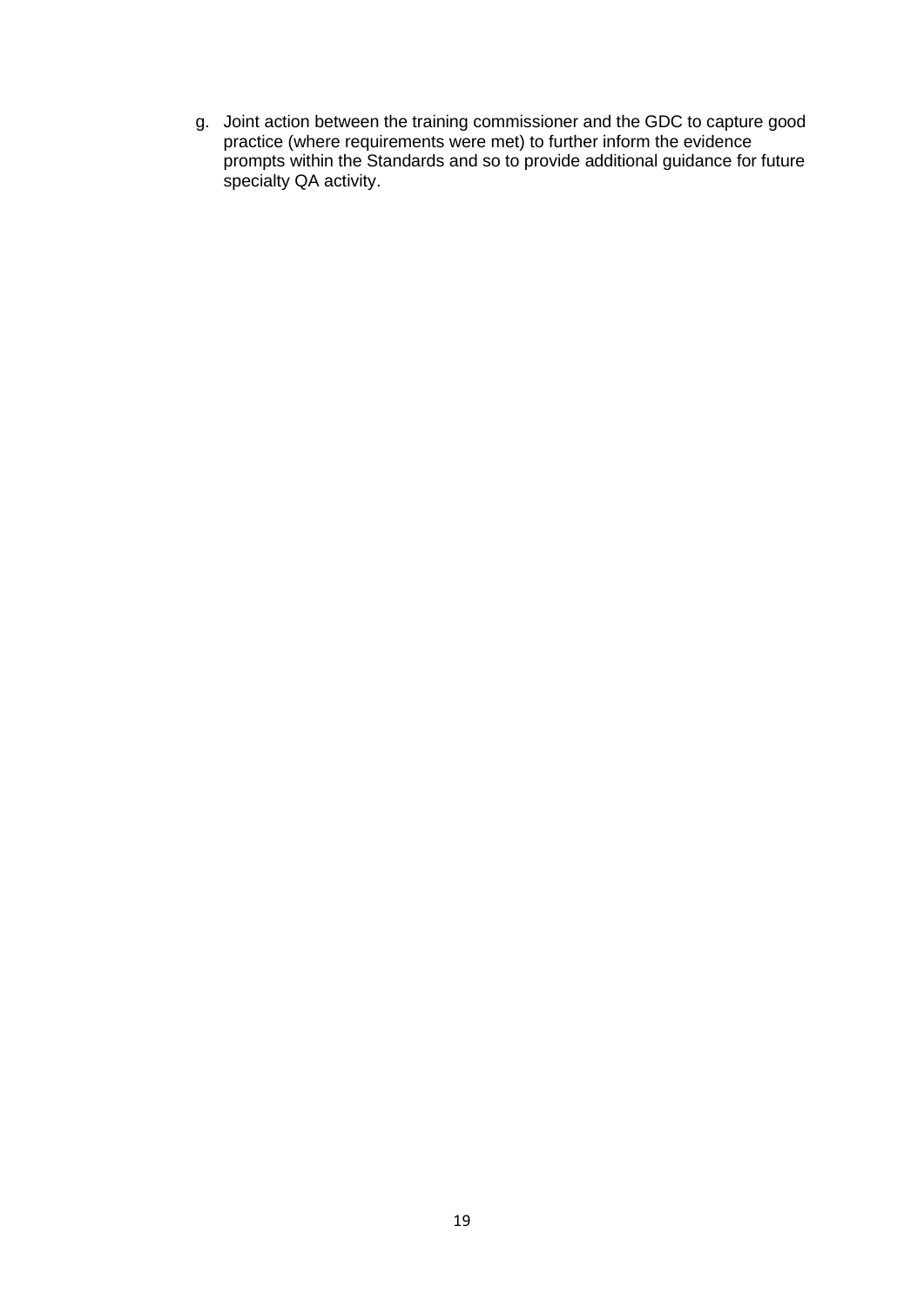g. Joint action between the training commissioner and the GDC to capture good practice (where requirements were met) to further inform the evidence prompts within the Standards and so to provide additional guidance for future specialty QA activity.